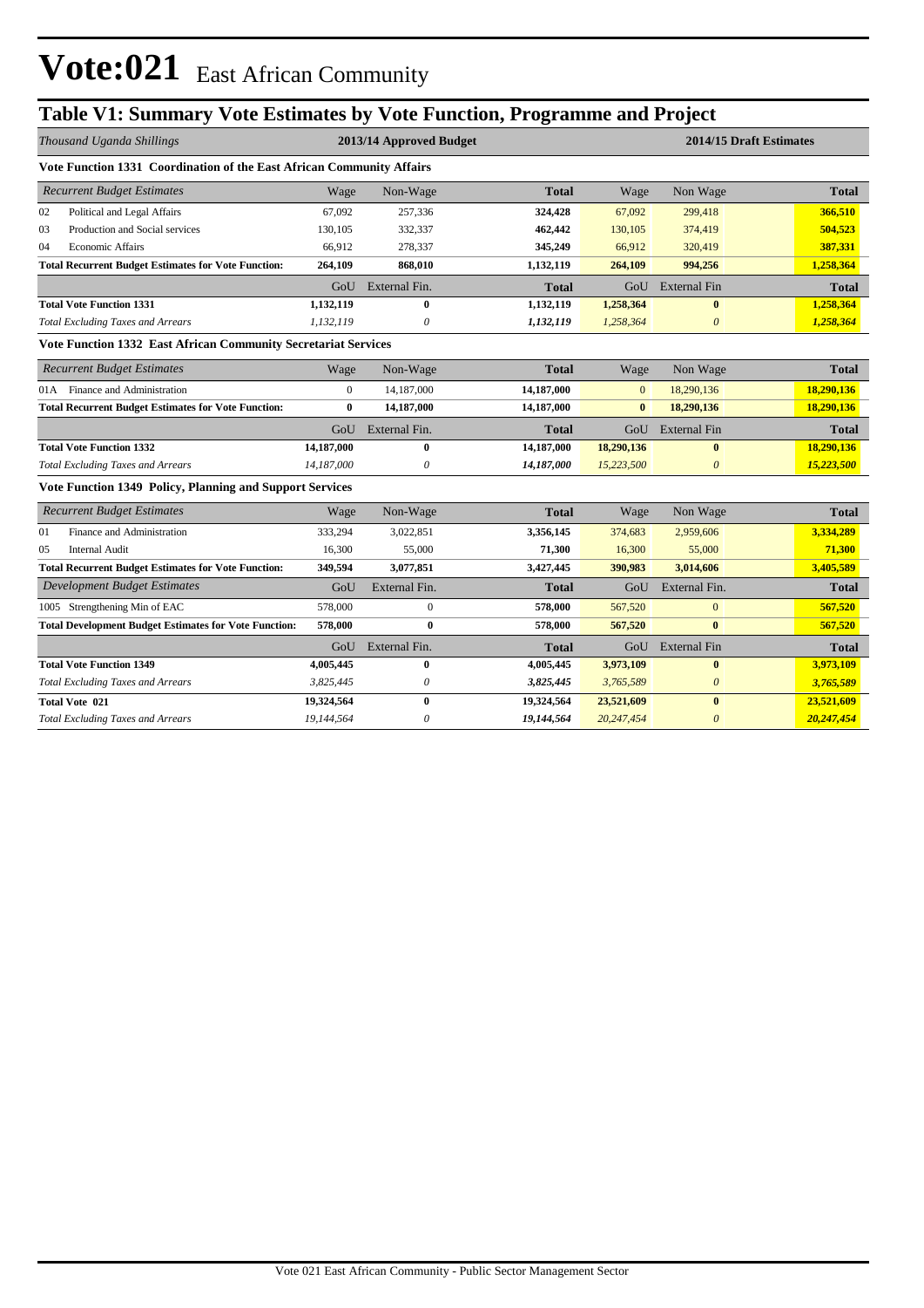# Vote:021 East African Community

## Table V1: Summary Vote Estimates by Vote Function, Programme and Project

| *Thousand Uganda Shillings* | 2013/14 Approved Budget | | | 2014/15 Draft Estimates | | |
|---|---|---|---|---|---|---|
| **Vote Function 1331 Coordination of the East African Community Affairs** | | | | | | |
| *Recurrent Budget Estimates* | Wage | Non-Wage | **Total** | Wage | Non Wage | **Total** |
| 02 Political and Legal Affairs | 67,092 | 257,336 | **324,428** | 67,092 | 299,418 | **366,510** |
| 03 Production and Social services | 130,105 | 332,337 | **462,442** | 130,105 | 374,419 | **504,523** |
| 04 Economic Affairs | 66,912 | 278,337 | **345,249** | 66,912 | 320,419 | **387,331** |
| **Total Recurrent Budget Estimates for Vote Function:** | **264,109** | **868,010** | **1,132,119** | **264,109** | **994,256** | **1,258,364** |
| | GoU | External Fin. | **Total** | GoU | External Fin | **Total** |
| **Total Vote Function 1331** | **1,132,119** | **0** | **1,132,119** | **1,258,364** | **0** | **1,258,364** |
| *Total Excluding Taxes and Arrears* | *1,132,119* | *0* | ***1,132,119*** | *1,258,364* | *0* | ***1,258,364*** |
| **Vote Function 1332 East African Community Secretariat Services** | | | | | | |
| *Recurrent Budget Estimates* | Wage | Non-Wage | **Total** | Wage | Non Wage | **Total** |
| 01A Finance and Administration | 0 | 14,187,000 | **14,187,000** | 0 | 18,290,136 | **18,290,136** |
| **Total Recurrent Budget Estimates for Vote Function:** | **0** | **14,187,000** | **14,187,000** | **0** | **18,290,136** | **18,290,136** |
| | GoU | External Fin. | **Total** | GoU | External Fin | **Total** |
| **Total Vote Function 1332** | **14,187,000** | **0** | **14,187,000** | **18,290,136** | **0** | **18,290,136** |
| *Total Excluding Taxes and Arrears* | *14,187,000* | *0* | ***14,187,000*** | *15,223,500* | *0* | ***15,223,500*** |
| **Vote Function 1349 Policy, Planning and Support Services** | | | | | | |
| *Recurrent Budget Estimates* | Wage | Non-Wage | **Total** | Wage | Non Wage | **Total** |
| 01 Finance and Administration | 333,294 | 3,022,851 | **3,356,145** | 374,683 | 2,959,606 | **3,334,289** |
| 05 Internal Audit | 16,300 | 55,000 | **71,300** | 16,300 | 55,000 | **71,300** |
| **Total Recurrent Budget Estimates for Vote Function:** | **349,594** | **3,077,851** | **3,427,445** | **390,983** | **3,014,606** | **3,405,589** |
| *Development Budget Estimates* | GoU | External Fin. | **Total** | GoU | External Fin. | **Total** |
| 1005 Strengthening Min of EAC | 578,000 | 0 | **578,000** | 567,520 | 0 | **567,520** |
| **Total Development Budget Estimates for Vote Function:** | **578,000** | **0** | **578,000** | **567,520** | **0** | **567,520** |
| | GoU | External Fin. | **Total** | GoU | External Fin | **Total** |
| **Total Vote Function 1349** | **4,005,445** | **0** | **4,005,445** | **3,973,109** | **0** | **3,973,109** |
| *Total Excluding Taxes and Arrears* | *3,825,445* | *0* | ***3,825,445*** | *3,765,589* | *0* | ***3,765,589*** |
| **Total Vote 021** | **19,324,564** | **0** | **19,324,564** | **23,521,609** | **0** | **23,521,609** |
| *Total Excluding Taxes and Arrears* | *19,144,564* | *0* | ***19,144,564*** | *20,247,454* | *0* | ***20,247,454*** |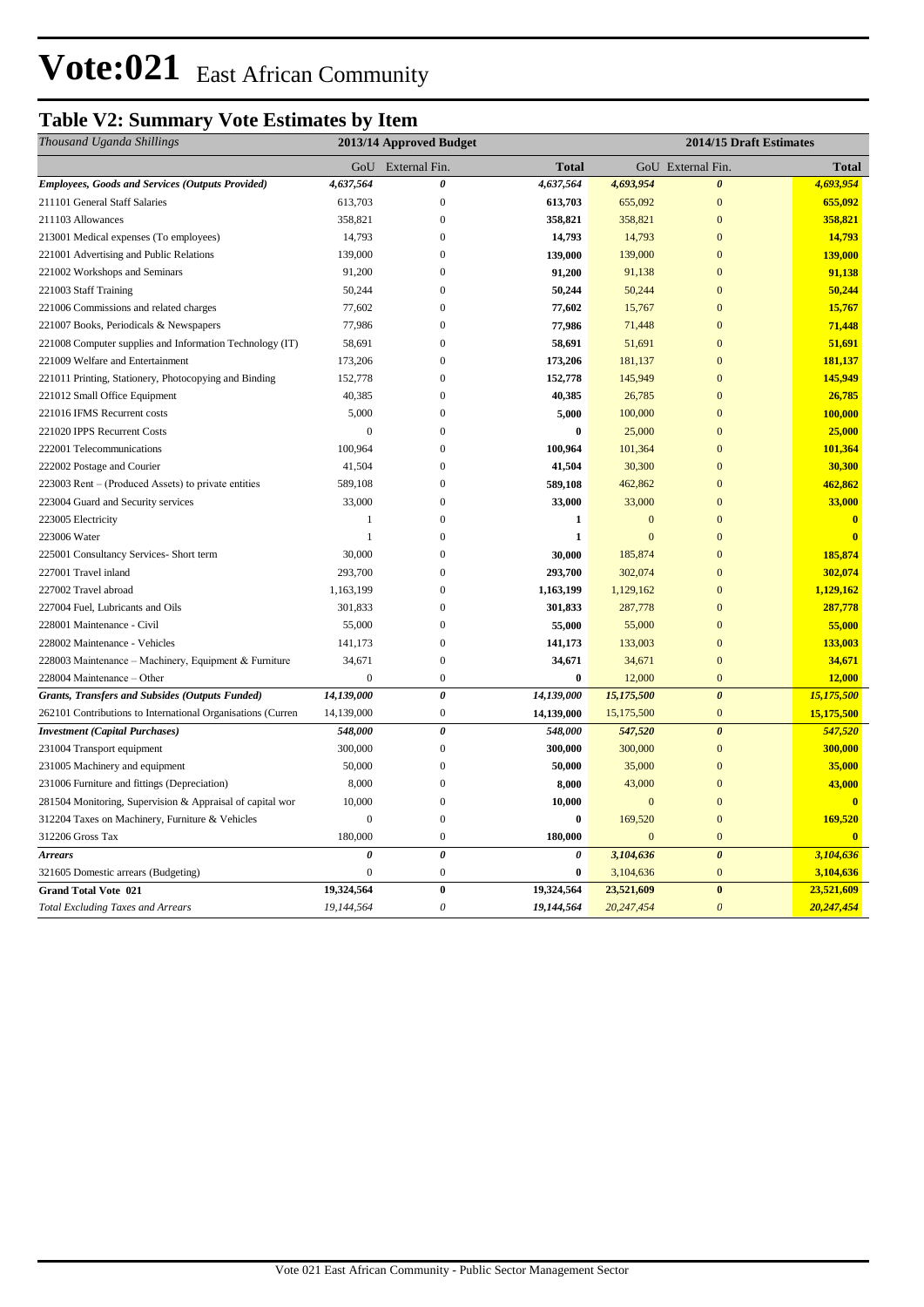# Vote:021 East African Community

## Table V2: Summary Vote Estimates by Item

| *Thousand Uganda Shillings* | 2013/14 Approved Budget | | | 2014/15 Draft Estimates | | |
|---|---|---|---|---|---|---|
| | GoU | External Fin. | **Total** | GoU | External Fin. | **Total** |
| ***Employees, Goods and Services (Outputs Provided)*** | ***4,637,564*** | ***0*** | ***4,637,564*** | ***4,693,954*** | ***0*** | ***4,693,954*** |
| 211101 General Staff Salaries | 613,703 | 0 | **613,703** | 655,092 | 0 | **655,092** |
| 211103 Allowances | 358,821 | 0 | **358,821** | 358,821 | 0 | **358,821** |
| 213001 Medical expenses (To employees) | 14,793 | 0 | **14,793** | 14,793 | 0 | **14,793** |
| 221001 Advertising and Public Relations | 139,000 | 0 | **139,000** | 139,000 | 0 | **139,000** |
| 221002 Workshops and Seminars | 91,200 | 0 | **91,200** | 91,138 | 0 | **91,138** |
| 221003 Staff Training | 50,244 | 0 | **50,244** | 50,244 | 0 | **50,244** |
| 221006 Commissions and related charges | 77,602 | 0 | **77,602** | 15,767 | 0 | **15,767** |
| 221007 Books, Periodicals & Newspapers | 77,986 | 0 | **77,986** | 71,448 | 0 | **71,448** |
| 221008 Computer supplies and Information Technology (IT) | 58,691 | 0 | **58,691** | 51,691 | 0 | **51,691** |
| 221009 Welfare and Entertainment | 173,206 | 0 | **173,206** | 181,137 | 0 | **181,137** |
| 221011 Printing, Stationery, Photocopying and Binding | 152,778 | 0 | **152,778** | 145,949 | 0 | **145,949** |
| 221012 Small Office Equipment | 40,385 | 0 | **40,385** | 26,785 | 0 | **26,785** |
| 221016 IFMS Recurrent costs | 5,000 | 0 | **5,000** | 100,000 | 0 | **100,000** |
| 221020 IPPS Recurrent Costs | 0 | 0 | **0** | 25,000 | 0 | **25,000** |
| 222001 Telecommunications | 100,964 | 0 | **100,964** | 101,364 | 0 | **101,364** |
| 222002 Postage and Courier | 41,504 | 0 | **41,504** | 30,300 | 0 | **30,300** |
| 223003 Rent – (Produced Assets) to private entities | 589,108 | 0 | **589,108** | 462,862 | 0 | **462,862** |
| 223004 Guard and Security services | 33,000 | 0 | **33,000** | 33,000 | 0 | **33,000** |
| 223005 Electricity | 1 | 0 | **1** | 0 | 0 | **0** |
| 223006 Water | 1 | 0 | **1** | 0 | 0 | **0** |
| 225001 Consultancy Services- Short term | 30,000 | 0 | **30,000** | 185,874 | 0 | **185,874** |
| 227001 Travel inland | 293,700 | 0 | **293,700** | 302,074 | 0 | **302,074** |
| 227002 Travel abroad | 1,163,199 | 0 | **1,163,199** | 1,129,162 | 0 | **1,129,162** |
| 227004 Fuel, Lubricants and Oils | 301,833 | 0 | **301,833** | 287,778 | 0 | **287,778** |
| 228001 Maintenance - Civil | 55,000 | 0 | **55,000** | 55,000 | 0 | **55,000** |
| 228002 Maintenance - Vehicles | 141,173 | 0 | **141,173** | 133,003 | 0 | **133,003** |
| 228003 Maintenance – Machinery, Equipment & Furniture | 34,671 | 0 | **34,671** | 34,671 | 0 | **34,671** |
| 228004 Maintenance – Other | 0 | 0 | **0** | 12,000 | 0 | **12,000** |
| ***Grants, Transfers and Subsides (Outputs Funded)*** | ***14,139,000*** | ***0*** | ***14,139,000*** | ***15,175,500*** | ***0*** | ***15,175,500*** |
| 262101 Contributions to International Organisations (Curren | 14,139,000 | 0 | **14,139,000** | 15,175,500 | 0 | **15,175,500** |
| ***Investment (Capital Purchases)*** | ***548,000*** | ***0*** | ***548,000*** | ***547,520*** | ***0*** | ***547,520*** |
| 231004 Transport equipment | 300,000 | 0 | **300,000** | 300,000 | 0 | **300,000** |
| 231005 Machinery and equipment | 50,000 | 0 | **50,000** | 35,000 | 0 | **35,000** |
| 231006 Furniture and fittings (Depreciation) | 8,000 | 0 | **8,000** | 43,000 | 0 | **43,000** |
| 281504 Monitoring, Supervision & Appraisal of capital wor | 10,000 | 0 | **10,000** | 0 | 0 | **0** |
| 312204 Taxes on Machinery, Furniture & Vehicles | 0 | 0 | **0** | 169,520 | 0 | **169,520** |
| 312206 Gross Tax | 180,000 | 0 | **180,000** | 0 | 0 | **0** |
| ***Arrears*** | ***0*** | ***0*** | ***0*** | ***3,104,636*** | ***0*** | ***3,104,636*** |
| 321605 Domestic arrears (Budgeting) | 0 | 0 | **0** | 3,104,636 | 0 | **3,104,636** |
| **Grand Total Vote 021** | **19,324,564** | **0** | **19,324,564** | **23,521,609** | **0** | **23,521,609** |
| *Total Excluding Taxes and Arrears* | *19,144,564* | *0* | ***19,144,564*** | *20,247,454* | *0* | ***20,247,454*** |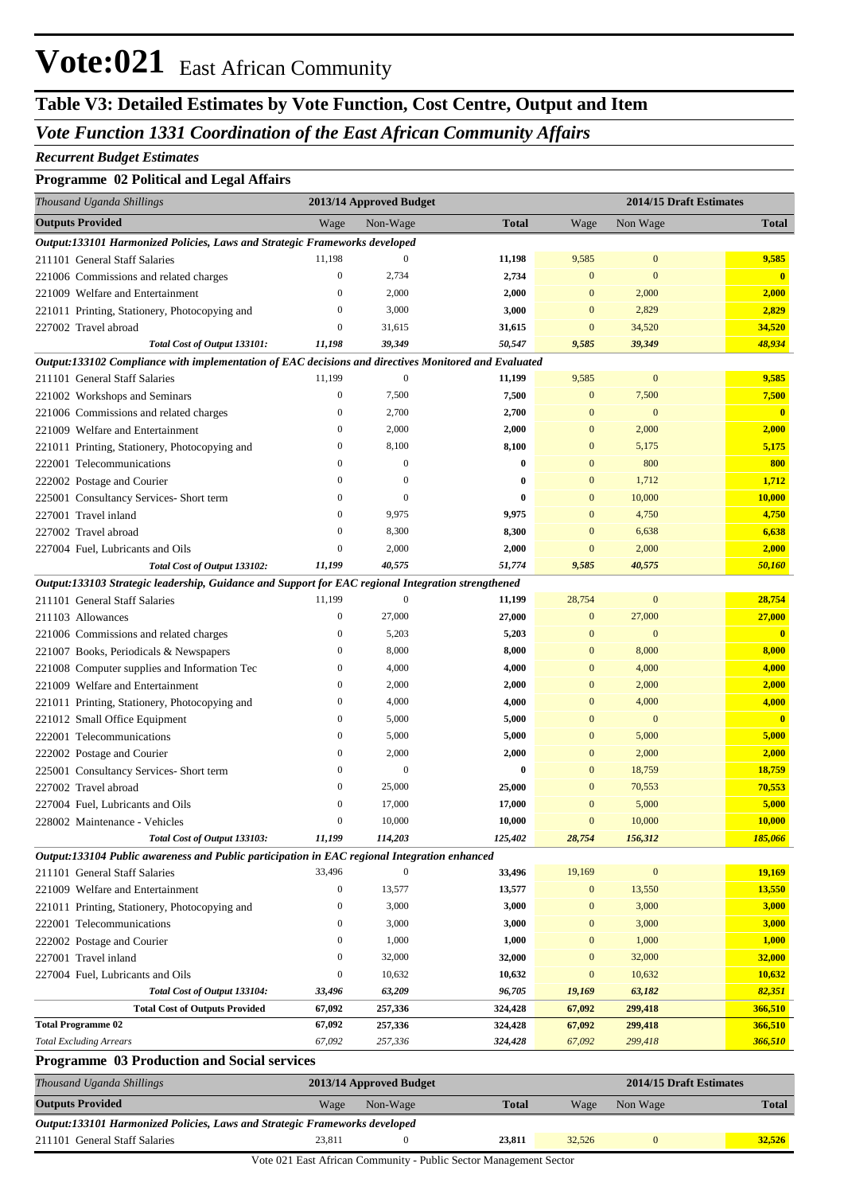# Vote:021 East African Community

## Table V3: Detailed Estimates by Vote Function, Cost Centre, Output and Item

### *Vote Function 1331 Coordination of the East African Community Affairs*

***Recurrent Budget Estimates***

**Programme 02 Political and Legal Affairs**

| *Thousand Uganda Shillings* | 2013/14 Approved Budget | | | 2014/15 Draft Estimates | | |
|---|---|---|---|---|---|---|
| **Outputs Provided** | Wage | Non-Wage | **Total** | Wage | Non Wage | **Total** |
| ***Output:133101 Harmonized Policies, Laws and Strategic Frameworks developed*** | | | | | | |
| 211101 General Staff Salaries | 11,198 | 0 | **11,198** | 9,585 | 0 | **9,585** |
| 221006 Commissions and related charges | 0 | 2,734 | **2,734** | 0 | 0 | **0** |
| 221009 Welfare and Entertainment | 0 | 2,000 | **2,000** | 0 | 2,000 | **2,000** |
| 221011 Printing, Stationery, Photocopying and | 0 | 3,000 | **3,000** | 0 | 2,829 | **2,829** |
| 227002 Travel abroad | 0 | 31,615 | **31,615** | 0 | 34,520 | **34,520** |
| ***Total Cost of Output 133101:*** | ***11,198*** | ***39,349*** | ***50,547*** | ***9,585*** | ***39,349*** | ***48,934*** |
| ***Output:133102 Compliance with implementation of EAC decisions and directives Monitored and Evaluated*** | | | | | | |
| 211101 General Staff Salaries | 11,199 | 0 | **11,199** | 9,585 | 0 | **9,585** |
| 221002 Workshops and Seminars | 0 | 7,500 | **7,500** | 0 | 7,500 | **7,500** |
| 221006 Commissions and related charges | 0 | 2,700 | **2,700** | 0 | 0 | **0** |
| 221009 Welfare and Entertainment | 0 | 2,000 | **2,000** | 0 | 2,000 | **2,000** |
| 221011 Printing, Stationery, Photocopying and | 0 | 8,100 | **8,100** | 0 | 5,175 | **5,175** |
| 222001 Telecommunications | 0 | 0 | **0** | 0 | 800 | **800** |
| 222002 Postage and Courier | 0 | 0 | **0** | 0 | 1,712 | **1,712** |
| 225001 Consultancy Services- Short term | 0 | 0 | **0** | 0 | 10,000 | **10,000** |
| 227001 Travel inland | 0 | 9,975 | **9,975** | 0 | 4,750 | **4,750** |
| 227002 Travel abroad | 0 | 8,300 | **8,300** | 0 | 6,638 | **6,638** |
| 227004 Fuel, Lubricants and Oils | 0 | 2,000 | **2,000** | 0 | 2,000 | **2,000** |
| ***Total Cost of Output 133102:*** | ***11,199*** | ***40,575*** | ***51,774*** | ***9,585*** | ***40,575*** | ***50,160*** |
| ***Output:133103 Strategic leadership, Guidance and Support for EAC regional Integration strengthened*** | | | | | | |
| 211101 General Staff Salaries | 11,199 | 0 | **11,199** | 28,754 | 0 | **28,754** |
| 211103 Allowances | 0 | 27,000 | **27,000** | 0 | 27,000 | **27,000** |
| 221006 Commissions and related charges | 0 | 5,203 | **5,203** | 0 | 0 | **0** |
| 221007 Books, Periodicals & Newspapers | 0 | 8,000 | **8,000** | 0 | 8,000 | **8,000** |
| 221008 Computer supplies and Information Tec | 0 | 4,000 | **4,000** | 0 | 4,000 | **4,000** |
| 221009 Welfare and Entertainment | 0 | 2,000 | **2,000** | 0 | 2,000 | **2,000** |
| 221011 Printing, Stationery, Photocopying and | 0 | 4,000 | **4,000** | 0 | 4,000 | **4,000** |
| 221012 Small Office Equipment | 0 | 5,000 | **5,000** | 0 | 0 | **0** |
| 222001 Telecommunications | 0 | 5,000 | **5,000** | 0 | 5,000 | **5,000** |
| 222002 Postage and Courier | 0 | 2,000 | **2,000** | 0 | 2,000 | **2,000** |
| 225001 Consultancy Services- Short term | 0 | 0 | **0** | 0 | 18,759 | **18,759** |
| 227002 Travel abroad | 0 | 25,000 | **25,000** | 0 | 70,553 | **70,553** |
| 227004 Fuel, Lubricants and Oils | 0 | 17,000 | **17,000** | 0 | 5,000 | **5,000** |
| 228002 Maintenance - Vehicles | 0 | 10,000 | **10,000** | 0 | 10,000 | **10,000** |
| ***Total Cost of Output 133103:*** | ***11,199*** | ***114,203*** | ***125,402*** | ***28,754*** | ***156,312*** | ***185,066*** |
| ***Output:133104 Public awareness and Public participation in EAC regional Integration enhanced*** | | | | | | |
| 211101 General Staff Salaries | 33,496 | 0 | **33,496** | 19,169 | 0 | **19,169** |
| 221009 Welfare and Entertainment | 0 | 13,577 | **13,577** | 0 | 13,550 | **13,550** |
| 221011 Printing, Stationery, Photocopying and | 0 | 3,000 | **3,000** | 0 | 3,000 | **3,000** |
| 222001 Telecommunications | 0 | 3,000 | **3,000** | 0 | 3,000 | **3,000** |
| 222002 Postage and Courier | 0 | 1,000 | **1,000** | 0 | 1,000 | **1,000** |
| 227001 Travel inland | 0 | 32,000 | **32,000** | 0 | 32,000 | **32,000** |
| 227004 Fuel, Lubricants and Oils | 0 | 10,632 | **10,632** | 0 | 10,632 | **10,632** |
| ***Total Cost of Output 133104:*** | ***33,496*** | ***63,209*** | ***96,705*** | ***19,169*** | ***63,182*** | ***82,351*** |
| **Total Cost of Outputs Provided** | **67,092** | **257,336** | **324,428** | **67,092** | **299,418** | **366,510** |
| **Total Programme 02** | **67,092** | **257,336** | **324,428** | **67,092** | **299,418** | **366,510** |
| *Total Excluding Arrears* | *67,092* | *257,336* | *324,428* | *67,092* | *299,418* | *366,510* |

**Programme 03 Production and Social services**

| *Thousand Uganda Shillings* | 2013/14 Approved Budget | | | 2014/15 Draft Estimates | | |
|---|---|---|---|---|---|---|
| **Outputs Provided** | Wage | Non-Wage | **Total** | Wage | Non Wage | **Total** |
| ***Output:133101 Harmonized Policies, Laws and Strategic Frameworks developed*** | | | | | | |
| 211101 General Staff Salaries | 23,811 | 0 | **23,811** | 32,526 | 0 | **32,526** |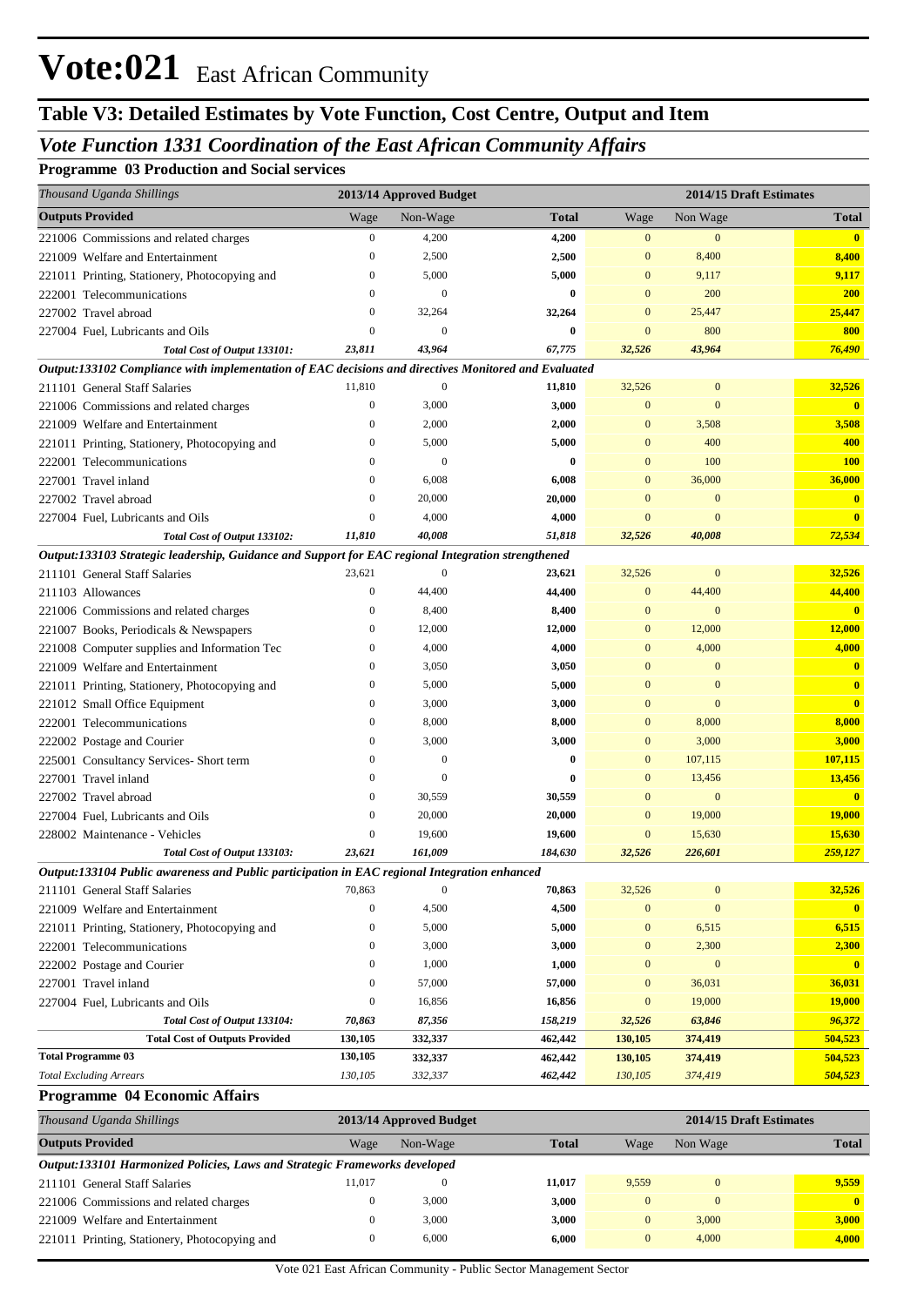# Vote:021 East African Community

## Table V3: Detailed Estimates by Vote Function, Cost Centre, Output and Item

### *Vote Function 1331 Coordination of the East African Community Affairs*

**Programme 03 Production and Social services**

| *Thousand Uganda Shillings* | 2013/14 Approved Budget | | | 2014/15 Draft Estimates | | |
|---|---|---|---|---|---|---|
| **Outputs Provided** | Wage | Non-Wage | **Total** | Wage | Non Wage | **Total** |
| 221006 Commissions and related charges | 0 | 4,200 | **4,200** | 0 | 0 | **0** |
| 221009 Welfare and Entertainment | 0 | 2,500 | **2,500** | 0 | 8,400 | **8,400** |
| 221011 Printing, Stationery, Photocopying and | 0 | 5,000 | **5,000** | 0 | 9,117 | **9,117** |
| 222001 Telecommunications | 0 | 0 | **0** | 0 | 200 | **200** |
| 227002 Travel abroad | 0 | 32,264 | **32,264** | 0 | 25,447 | **25,447** |
| 227004 Fuel, Lubricants and Oils | 0 | 0 | **0** | 0 | 800 | **800** |
| ***Total Cost of Output 133101:*** | ***23,811*** | ***43,964*** | ***67,775*** | ***32,526*** | ***43,964*** | ***76,490*** |
| ***Output:133102 Compliance with implementation of EAC decisions and directives Monitored and Evaluated*** | | | | | | |
| 211101 General Staff Salaries | 11,810 | 0 | **11,810** | 32,526 | 0 | **32,526** |
| 221006 Commissions and related charges | 0 | 3,000 | **3,000** | 0 | 0 | **0** |
| 221009 Welfare and Entertainment | 0 | 2,000 | **2,000** | 0 | 3,508 | **3,508** |
| 221011 Printing, Stationery, Photocopying and | 0 | 5,000 | **5,000** | 0 | 400 | **400** |
| 222001 Telecommunications | 0 | 0 | **0** | 0 | 100 | **100** |
| 227001 Travel inland | 0 | 6,008 | **6,008** | 0 | 36,000 | **36,000** |
| 227002 Travel abroad | 0 | 20,000 | **20,000** | 0 | 0 | **0** |
| 227004 Fuel, Lubricants and Oils | 0 | 4,000 | **4,000** | 0 | 0 | **0** |
| ***Total Cost of Output 133102:*** | ***11,810*** | ***40,008*** | ***51,818*** | ***32,526*** | ***40,008*** | ***72,534*** |
| ***Output:133103 Strategic leadership, Guidance and Support for EAC regional Integration strengthened*** | | | | | | |
| 211101 General Staff Salaries | 23,621 | 0 | **23,621** | 32,526 | 0 | **32,526** |
| 211103 Allowances | 0 | 44,400 | **44,400** | 0 | 44,400 | **44,400** |
| 221006 Commissions and related charges | 0 | 8,400 | **8,400** | 0 | 0 | **0** |
| 221007 Books, Periodicals & Newspapers | 0 | 12,000 | **12,000** | 0 | 12,000 | **12,000** |
| 221008 Computer supplies and Information Tec | 0 | 4,000 | **4,000** | 0 | 4,000 | **4,000** |
| 221009 Welfare and Entertainment | 0 | 3,050 | **3,050** | 0 | 0 | **0** |
| 221011 Printing, Stationery, Photocopying and | 0 | 5,000 | **5,000** | 0 | 0 | **0** |
| 221012 Small Office Equipment | 0 | 3,000 | **3,000** | 0 | 0 | **0** |
| 222001 Telecommunications | 0 | 8,000 | **8,000** | 0 | 8,000 | **8,000** |
| 222002 Postage and Courier | 0 | 3,000 | **3,000** | 0 | 3,000 | **3,000** |
| 225001 Consultancy Services- Short term | 0 | 0 | **0** | 0 | 107,115 | **107,115** |
| 227001 Travel inland | 0 | 0 | **0** | 0 | 13,456 | **13,456** |
| 227002 Travel abroad | 0 | 30,559 | **30,559** | 0 | 0 | **0** |
| 227004 Fuel, Lubricants and Oils | 0 | 20,000 | **20,000** | 0 | 19,000 | **19,000** |
| 228002 Maintenance - Vehicles | 0 | 19,600 | **19,600** | 0 | 15,630 | **15,630** |
| ***Total Cost of Output 133103:*** | ***23,621*** | ***161,009*** | ***184,630*** | ***32,526*** | ***226,601*** | ***259,127*** |
| ***Output:133104 Public awareness and Public participation in EAC regional Integration enhanced*** | | | | | | |
| 211101 General Staff Salaries | 70,863 | 0 | **70,863** | 32,526 | 0 | **32,526** |
| 221009 Welfare and Entertainment | 0 | 4,500 | **4,500** | 0 | 0 | **0** |
| 221011 Printing, Stationery, Photocopying and | 0 | 5,000 | **5,000** | 0 | 6,515 | **6,515** |
| 222001 Telecommunications | 0 | 3,000 | **3,000** | 0 | 2,300 | **2,300** |
| 222002 Postage and Courier | 0 | 1,000 | **1,000** | 0 | 0 | **0** |
| 227001 Travel inland | 0 | 57,000 | **57,000** | 0 | 36,031 | **36,031** |
| 227004 Fuel, Lubricants and Oils | 0 | 16,856 | **16,856** | 0 | 19,000 | **19,000** |
| ***Total Cost of Output 133104:*** | ***70,863*** | ***87,356*** | ***158,219*** | ***32,526*** | ***63,846*** | ***96,372*** |
| **Total Cost of Outputs Provided** | **130,105** | **332,337** | **462,442** | **130,105** | **374,419** | **504,523** |
| **Total Programme 03** | **130,105** | **332,337** | **462,442** | **130,105** | **374,419** | **504,523** |
| *Total Excluding Arrears* | *130,105* | *332,337* | *462,442* | *130,105* | *374,419* | *504,523* |

**Programme 04 Economic Affairs**

| *Thousand Uganda Shillings* | 2013/14 Approved Budget | | | 2014/15 Draft Estimates | | |
|---|---|---|---|---|---|---|
| **Outputs Provided** | Wage | Non-Wage | **Total** | Wage | Non Wage | **Total** |
| ***Output:133101 Harmonized Policies, Laws and Strategic Frameworks developed*** | | | | | | |
| 211101 General Staff Salaries | 11,017 | 0 | **11,017** | 9,559 | 0 | **9,559** |
| 221006 Commissions and related charges | 0 | 3,000 | **3,000** | 0 | 0 | **0** |
| 221009 Welfare and Entertainment | 0 | 3,000 | **3,000** | 0 | 3,000 | **3,000** |
| 221011 Printing, Stationery, Photocopying and | 0 | 6,000 | **6,000** | 0 | 4,000 | **4,000** |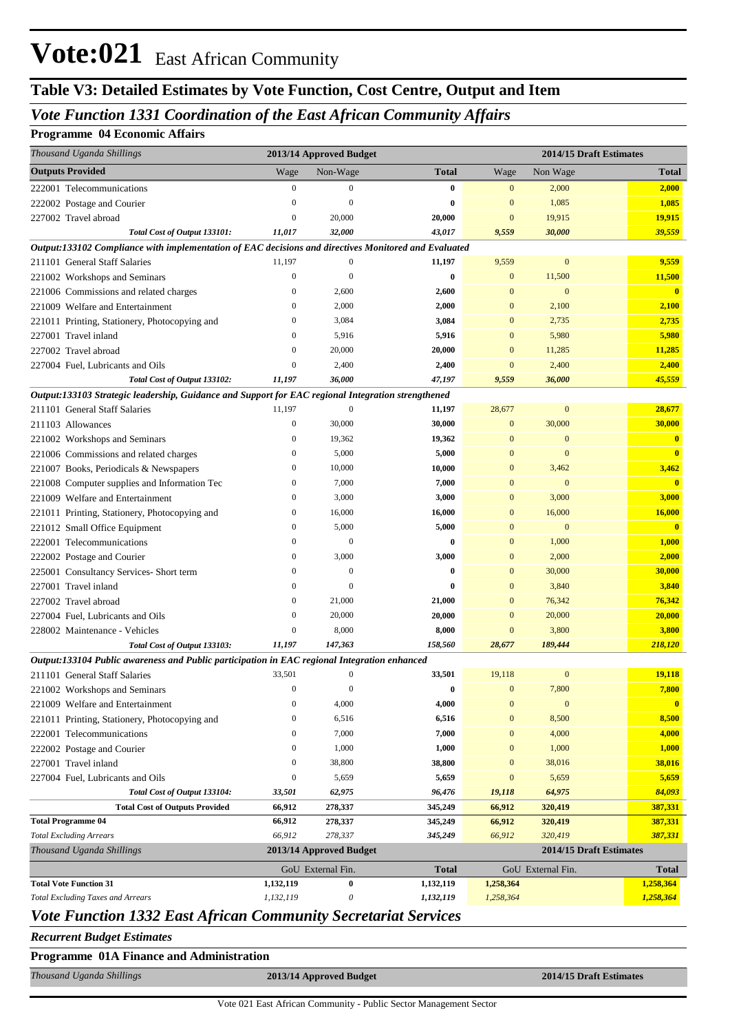# Vote:021 East African Community

## Table V3: Detailed Estimates by Vote Function, Cost Centre, Output and Item

### *Vote Function 1331 Coordination of the East African Community Affairs*

**Programme 04 Economic Affairs**

| *Thousand Uganda Shillings* | 2013/14 Approved Budget | | | 2014/15 Draft Estimates | | |
|---|---|---|---|---|---|---|
| **Outputs Provided** | Wage | Non-Wage | **Total** | Wage | Non Wage | **Total** |
| 222001 Telecommunications | 0 | 0 | **0** | 0 | 2,000 | **2,000** |
| 222002 Postage and Courier | 0 | 0 | **0** | 0 | 1,085 | **1,085** |
| 227002 Travel abroad | 0 | 20,000 | **20,000** | 0 | 19,915 | **19,915** |
| ***Total Cost of Output 133101:*** | ***11,017*** | ***32,000*** | ***43,017*** | ***9,559*** | ***30,000*** | ***39,559*** |
| ***Output:133102 Compliance with implementation of EAC decisions and directives Monitored and Evaluated*** | | | | | | |
| 211101 General Staff Salaries | 11,197 | 0 | **11,197** | 9,559 | 0 | **9,559** |
| 221002 Workshops and Seminars | 0 | 0 | **0** | 0 | 11,500 | **11,500** |
| 221006 Commissions and related charges | 0 | 2,600 | **2,600** | 0 | 0 | **0** |
| 221009 Welfare and Entertainment | 0 | 2,000 | **2,000** | 0 | 2,100 | **2,100** |
| 221011 Printing, Stationery, Photocopying and | 0 | 3,084 | **3,084** | 0 | 2,735 | **2,735** |
| 227001 Travel inland | 0 | 5,916 | **5,916** | 0 | 5,980 | **5,980** |
| 227002 Travel abroad | 0 | 20,000 | **20,000** | 0 | 11,285 | **11,285** |
| 227004 Fuel, Lubricants and Oils | 0 | 2,400 | **2,400** | 0 | 2,400 | **2,400** |
| ***Total Cost of Output 133102:*** | ***11,197*** | ***36,000*** | ***47,197*** | ***9,559*** | ***36,000*** | ***45,559*** |
| ***Output:133103 Strategic leadership, Guidance and Support for EAC regional Integration strengthened*** | | | | | | |
| 211101 General Staff Salaries | 11,197 | 0 | **11,197** | 28,677 | 0 | **28,677** |
| 211103 Allowances | 0 | 30,000 | **30,000** | 0 | 30,000 | **30,000** |
| 221002 Workshops and Seminars | 0 | 19,362 | **19,362** | 0 | 0 | **0** |
| 221006 Commissions and related charges | 0 | 5,000 | **5,000** | 0 | 0 | **0** |
| 221007 Books, Periodicals & Newspapers | 0 | 10,000 | **10,000** | 0 | 3,462 | **3,462** |
| 221008 Computer supplies and Information Tec | 0 | 7,000 | **7,000** | 0 | 0 | **0** |
| 221009 Welfare and Entertainment | 0 | 3,000 | **3,000** | 0 | 3,000 | **3,000** |
| 221011 Printing, Stationery, Photocopying and | 0 | 16,000 | **16,000** | 0 | 16,000 | **16,000** |
| 221012 Small Office Equipment | 0 | 5,000 | **5,000** | 0 | 0 | **0** |
| 222001 Telecommunications | 0 | 0 | **0** | 0 | 1,000 | **1,000** |
| 222002 Postage and Courier | 0 | 3,000 | **3,000** | 0 | 2,000 | **2,000** |
| 225001 Consultancy Services- Short term | 0 | 0 | **0** | 0 | 30,000 | **30,000** |
| 227001 Travel inland | 0 | 0 | **0** | 0 | 3,840 | **3,840** |
| 227002 Travel abroad | 0 | 21,000 | **21,000** | 0 | 76,342 | **76,342** |
| 227004 Fuel, Lubricants and Oils | 0 | 20,000 | **20,000** | 0 | 20,000 | **20,000** |
| 228002 Maintenance - Vehicles | 0 | 8,000 | **8,000** | 0 | 3,800 | **3,800** |
| ***Total Cost of Output 133103:*** | ***11,197*** | ***147,363*** | ***158,560*** | ***28,677*** | ***189,444*** | ***218,120*** |
| ***Output:133104 Public awareness and Public participation in EAC regional Integration enhanced*** | | | | | | |
| 211101 General Staff Salaries | 33,501 | 0 | **33,501** | 19,118 | 0 | **19,118** |
| 221002 Workshops and Seminars | 0 | 0 | **0** | 0 | 7,800 | **7,800** |
| 221009 Welfare and Entertainment | 0 | 4,000 | **4,000** | 0 | 0 | **0** |
| 221011 Printing, Stationery, Photocopying and | 0 | 6,516 | **6,516** | 0 | 8,500 | **8,500** |
| 222001 Telecommunications | 0 | 7,000 | **7,000** | 0 | 4,000 | **4,000** |
| 222002 Postage and Courier | 0 | 1,000 | **1,000** | 0 | 1,000 | **1,000** |
| 227001 Travel inland | 0 | 38,800 | **38,800** | 0 | 38,016 | **38,016** |
| 227004 Fuel, Lubricants and Oils | 0 | 5,659 | **5,659** | 0 | 5,659 | **5,659** |
| ***Total Cost of Output 133104:*** | ***33,501*** | ***62,975*** | ***96,476*** | ***19,118*** | ***64,975*** | ***84,093*** |
| **Total Cost of Outputs Provided** | **66,912** | **278,337** | **345,249** | **66,912** | **320,419** | **387,331** |
| **Total Programme 04** | **66,912** | **278,337** | **345,249** | **66,912** | **320,419** | **387,331** |
| *Total Excluding Arrears* | *66,912* | *278,337* | *345,249* | *66,912* | *320,419* | ***387,331*** |

| *Thousand Uganda Shillings* | 2013/14 Approved Budget | | | 2014/15 Draft Estimates | | |
|---|---|---|---|---|---|---|
| | GoU | External Fin. | **Total** | GoU | External Fin. | **Total** |
| **Total Vote Function 31** | **1,132,119** | **0** | **1,132,119** | **1,258,364** | | **1,258,364** |
| *Total Excluding Taxes and Arrears* | *1,132,119* | *0* | *1,132,119* | *1,258,364* | | ***1,258,364*** |

### *Vote Function 1332 East African Community Secretariat Services*

***Recurrent Budget Estimates***

**Programme 01A Finance and Administration**

| *Thousand Uganda Shillings* | 2013/14 Approved Budget | 2014/15 Draft Estimates |
|---|---|---|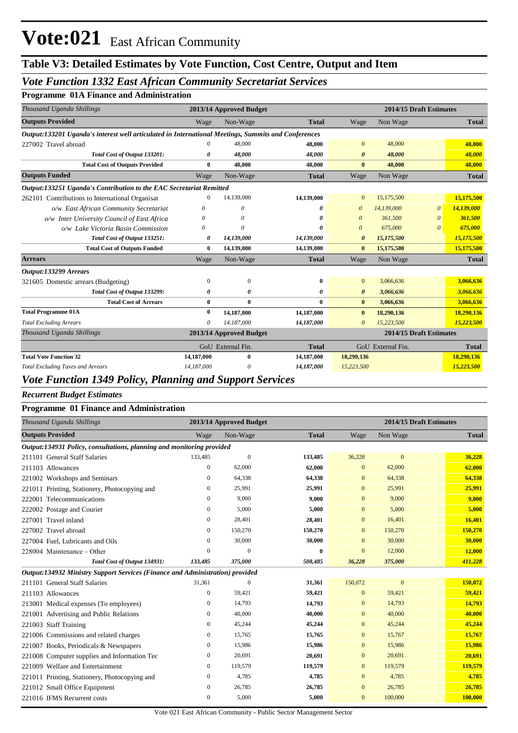# Vote:021 East African Community

## Table V3: Detailed Estimates by Vote Function, Cost Centre, Output and Item

### *Vote Function 1332 East African Community Secretariat Services*

**Programme 01A Finance and Administration**

| *Thousand Uganda Shillings* | 2013/14 Approved Budget | | | 2014/15 Draft Estimates | | | |
|---|---|---|---|---|---|---|---|
| **Outputs Provided** | Wage | Non-Wage | **Total** | Wage | Non Wage | | **Total** |
| ***Output:133201 Uganda's interest well articulated in International Meetings, Summits and Conferences*** | | | | | | | |
| 227002 Travel abroad | 0 | 48,000 | **48,000** | 0 | 48,000 | | **48,000** |
| ***Total Cost of Output 133201:*** | ***0*** | ***48,000*** | ***48,000*** | ***0*** | ***48,000*** | | ***48,000*** |
| **Total Cost of Outputs Provided** | **0** | **48,000** | **48,000** | **0** | **48,000** | | **48,000** |
| **Outputs Funded** | Wage | Non-Wage | **Total** | Wage | Non Wage | | **Total** |
| ***Output:133251 Uganda's Contribution to the EAC Secretariat Remitted*** | | | | | | | |
| 262101 Contributions to International Organisat | 0 | 14,139,000 | **14,139,000** | 0 | 15,175,500 | | **15,175,500** |
| *o/w East African Community Secretariat* | *0* | *0* | ***0*** | *0* | *14,139,000* | *0* | ***14,139,000*** |
| *o/w Inter University Council of East Africa* | *0* | *0* | ***0*** | *0* | *361,500* | *0* | ***361,500*** |
| *o/w Lake Victoria Basin Commission* | *0* | *0* | ***0*** | *0* | *675,000* | *0* | ***675,000*** |
| ***Total Cost of Output 133251:*** | ***0*** | ***14,139,000*** | ***14,139,000*** | ***0*** | ***15,175,500*** | | ***15,175,500*** |
| **Total Cost of Outputs Funded** | **0** | **14,139,000** | **14,139,000** | **0** | **15,175,500** | | **15,175,500** |
| **Arrears** | Wage | Non-Wage | **Total** | Wage | Non Wage | | **Total** |
| ***Output:133299 Arrears*** | | | | | | | |
| 321605 Domestic arrears (Budgeting) | 0 | 0 | **0** | 0 | 3,066,636 | | **3,066,636** |
| ***Total Cost of Output 133299:*** | ***0*** | ***0*** | ***0*** | ***0*** | ***3,066,636*** | | ***3,066,636*** |
| **Total Cost of Arrears** | **0** | **0** | **0** | **0** | **3,066,636** | | **3,066,636** |
| **Total Programme 01A** | **0** | **14,187,000** | **14,187,000** | **0** | **18,290,136** | | **18,290,136** |
| *Total Excluding Arrears* | *0* | *14,187,000* | ***14,187,000*** | *0* | *15,223,500* | | ***15,223,500*** |
| *Thousand Uganda Shillings* | 2013/14 Approved Budget | | | 2014/15 Draft Estimates | | | |
| | GoU | External Fin. | **Total** | GoU | External Fin. | | **Total** |
| **Total Vote Function 32** | **14,187,000** | **0** | **14,187,000** | **18,290,136** | | | **18,290,136** |
| *Total Excluding Taxes and Arrears* | *14,187,000* | *0* | ***14,187,000*** | *15,223,500* | | | ***15,223,500*** |

### *Vote Function 1349 Policy, Planning and Support Services*

***Recurrent Budget Estimates***

**Programme 01 Finance and Administration**

| *Thousand Uganda Shillings* | 2013/14 Approved Budget | | | 2014/15 Draft Estimates | | |
|---|---|---|---|---|---|---|
| **Outputs Provided** | Wage | Non-Wage | **Total** | Wage | Non Wage | **Total** |
| ***Output:134931 Policy, consultations, planning and monitoring provided*** | | | | | | |
| 211101 General Staff Salaries | 133,485 | 0 | **133,485** | 36,228 | 0 | **36,228** |
| 211103 Allowances | 0 | 62,000 | **62,000** | 0 | 62,000 | **62,000** |
| 221002 Workshops and Seminars | 0 | 64,338 | **64,338** | 0 | 64,338 | **64,338** |
| 221011 Printing, Stationery, Photocopying and | 0 | 25,991 | **25,991** | 0 | 25,991 | **25,991** |
| 222001 Telecommunications | 0 | 9,000 | **9,000** | 0 | 9,000 | **9,000** |
| 222002 Postage and Courier | 0 | 5,000 | **5,000** | 0 | 5,000 | **5,000** |
| 227001 Travel inland | 0 | 28,401 | **28,401** | 0 | 16,401 | **16,401** |
| 227002 Travel abroad | 0 | 150,270 | **150,270** | 0 | 150,270 | **150,270** |
| 227004 Fuel, Lubricants and Oils | 0 | 30,000 | **30,000** | 0 | 30,000 | **30,000** |
| 228004 Maintenance – Other | 0 | 0 | **0** | 0 | 12,000 | **12,000** |
| ***Total Cost of Output 134931:*** | ***133,485*** | ***375,000*** | ***508,485*** | ***36,228*** | ***375,000*** | ***411,228*** |
| ***Output:134932 Ministry Support Services (Finance and Administration) provided*** | | | | | | |
| 211101 General Staff Salaries | 31,361 | 0 | **31,361** | 150,072 | 0 | **150,072** |
| 211103 Allowances | 0 | 59,421 | **59,421** | 0 | 59,421 | **59,421** |
| 213001 Medical expenses (To employees) | 0 | 14,793 | **14,793** | 0 | 14,793 | **14,793** |
| 221001 Advertising and Public Relations | 0 | 40,000 | **40,000** | 0 | 40,000 | **40,000** |
| 221003 Staff Training | 0 | 45,244 | **45,244** | 0 | 45,244 | **45,244** |
| 221006 Commissions and related charges | 0 | 15,765 | **15,765** | 0 | 15,767 | **15,767** |
| 221007 Books, Periodicals & Newspapers | 0 | 15,986 | **15,986** | 0 | 15,986 | **15,986** |
| 221008 Computer supplies and Information Tec | 0 | 20,691 | **20,691** | 0 | 20,691 | **20,691** |
| 221009 Welfare and Entertainment | 0 | 119,579 | **119,579** | 0 | 119,579 | **119,579** |
| 221011 Printing, Stationery, Photocopying and | 0 | 4,785 | **4,785** | 0 | 4,785 | **4,785** |
| 221012 Small Office Equipment | 0 | 26,785 | **26,785** | 0 | 26,785 | **26,785** |
| 221016 IFMS Recurrent costs | 0 | 5,000 | **5,000** | 0 | 100,000 | **100,000** |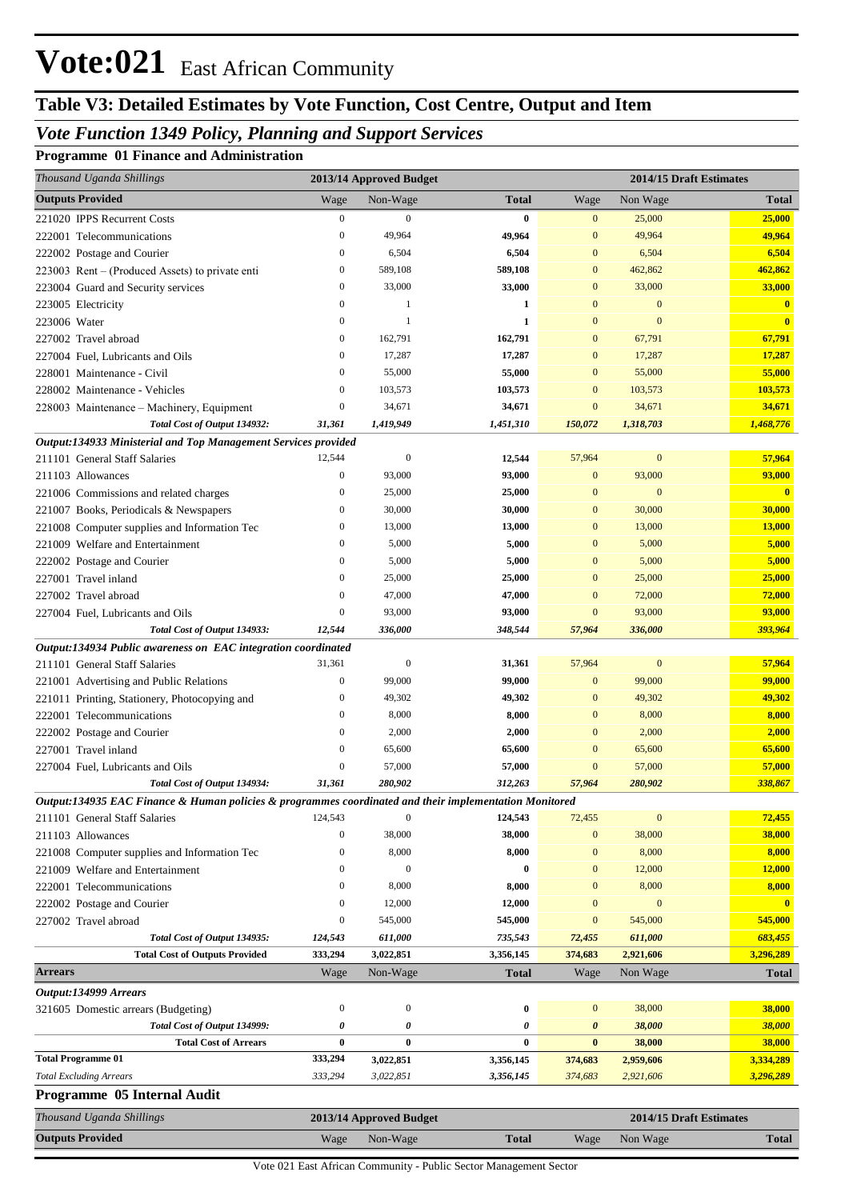# Vote:021 East African Community

## Table V3: Detailed Estimates by Vote Function, Cost Centre, Output and Item

### *Vote Function 1349 Policy, Planning and Support Services*

#### Programme 01 Finance and Administration

| *Thousand Uganda Shillings* | 2013/14 Approved Budget | | | 2014/15 Draft Estimates | | |
|---|---|---|---|---|---|---|
| **Outputs Provided** | Wage | Non-Wage | **Total** | Wage | Non Wage | **Total** |
| 221020 IPPS Recurrent Costs | 0 | 0 | **0** | 0 | 25,000 | **25,000** |
| 222001 Telecommunications | 0 | 49,964 | **49,964** | 0 | 49,964 | **49,964** |
| 222002 Postage and Courier | 0 | 6,504 | **6,504** | 0 | 6,504 | **6,504** |
| 223003 Rent – (Produced Assets) to private enti | 0 | 589,108 | **589,108** | 0 | 462,862 | **462,862** |
| 223004 Guard and Security services | 0 | 33,000 | **33,000** | 0 | 33,000 | **33,000** |
| 223005 Electricity | 0 | 1 | **1** | 0 | 0 | **0** |
| 223006 Water | 0 | 1 | **1** | 0 | 0 | **0** |
| 227002 Travel abroad | 0 | 162,791 | **162,791** | 0 | 67,791 | **67,791** |
| 227004 Fuel, Lubricants and Oils | 0 | 17,287 | **17,287** | 0 | 17,287 | **17,287** |
| 228001 Maintenance - Civil | 0 | 55,000 | **55,000** | 0 | 55,000 | **55,000** |
| 228002 Maintenance - Vehicles | 0 | 103,573 | **103,573** | 0 | 103,573 | **103,573** |
| 228003 Maintenance – Machinery, Equipment | 0 | 34,671 | **34,671** | 0 | 34,671 | **34,671** |
| ***Total Cost of Output 134932:*** | ***31,361*** | ***1,419,949*** | ***1,451,310*** | ***150,072*** | ***1,318,703*** | ***1,468,776*** |
| ***Output:134933 Ministerial and Top Management Services provided*** | | | | | | |
| 211101 General Staff Salaries | 12,544 | 0 | **12,544** | 57,964 | 0 | **57,964** |
| 211103 Allowances | 0 | 93,000 | **93,000** | 0 | 93,000 | **93,000** |
| 221006 Commissions and related charges | 0 | 25,000 | **25,000** | 0 | 0 | **0** |
| 221007 Books, Periodicals & Newspapers | 0 | 30,000 | **30,000** | 0 | 30,000 | **30,000** |
| 221008 Computer supplies and Information Tec | 0 | 13,000 | **13,000** | 0 | 13,000 | **13,000** |
| 221009 Welfare and Entertainment | 0 | 5,000 | **5,000** | 0 | 5,000 | **5,000** |
| 222002 Postage and Courier | 0 | 5,000 | **5,000** | 0 | 5,000 | **5,000** |
| 227001 Travel inland | 0 | 25,000 | **25,000** | 0 | 25,000 | **25,000** |
| 227002 Travel abroad | 0 | 47,000 | **47,000** | 0 | 72,000 | **72,000** |
| 227004 Fuel, Lubricants and Oils | 0 | 93,000 | **93,000** | 0 | 93,000 | **93,000** |
| ***Total Cost of Output 134933:*** | ***12,544*** | ***336,000*** | ***348,544*** | ***57,964*** | ***336,000*** | ***393,964*** |
| ***Output:134934 Public awareness on EAC integration coordinated*** | | | | | | |
| 211101 General Staff Salaries | 31,361 | 0 | **31,361** | 57,964 | 0 | **57,964** |
| 221001 Advertising and Public Relations | 0 | 99,000 | **99,000** | 0 | 99,000 | **99,000** |
| 221011 Printing, Stationery, Photocopying and | 0 | 49,302 | **49,302** | 0 | 49,302 | **49,302** |
| 222001 Telecommunications | 0 | 8,000 | **8,000** | 0 | 8,000 | **8,000** |
| 222002 Postage and Courier | 0 | 2,000 | **2,000** | 0 | 2,000 | **2,000** |
| 227001 Travel inland | 0 | 65,600 | **65,600** | 0 | 65,600 | **65,600** |
| 227004 Fuel, Lubricants and Oils | 0 | 57,000 | **57,000** | 0 | 57,000 | **57,000** |
| ***Total Cost of Output 134934:*** | ***31,361*** | ***280,902*** | ***312,263*** | ***57,964*** | ***280,902*** | ***338,867*** |
| ***Output:134935 EAC Finance & Human policies & programmes coordinated and their implementation Monitored*** | | | | | | |
| 211101 General Staff Salaries | 124,543 | 0 | **124,543** | 72,455 | 0 | **72,455** |
| 211103 Allowances | 0 | 38,000 | **38,000** | 0 | 38,000 | **38,000** |
| 221008 Computer supplies and Information Tec | 0 | 8,000 | **8,000** | 0 | 8,000 | **8,000** |
| 221009 Welfare and Entertainment | 0 | 0 | **0** | 0 | 12,000 | **12,000** |
| 222001 Telecommunications | 0 | 8,000 | **8,000** | 0 | 8,000 | **8,000** |
| 222002 Postage and Courier | 0 | 12,000 | **12,000** | 0 | 0 | **0** |
| 227002 Travel abroad | 0 | 545,000 | **545,000** | 0 | 545,000 | **545,000** |
| ***Total Cost of Output 134935:*** | ***124,543*** | ***611,000*** | ***735,543*** | ***72,455*** | ***611,000*** | ***683,455*** |
| **Total Cost of Outputs Provided** | **333,294** | **3,022,851** | **3,356,145** | **374,683** | **2,921,606** | **3,296,289** |
| **Arrears** | Wage | Non-Wage | **Total** | Wage | Non Wage | **Total** |
| ***Output:134999 Arrears*** | | | | | | |
| 321605 Domestic arrears (Budgeting) | 0 | 0 | **0** | 0 | 38,000 | **38,000** |
| ***Total Cost of Output 134999:*** | ***0*** | ***0*** | ***0*** | ***0*** | ***38,000*** | ***38,000*** |
| **Total Cost of Arrears** | **0** | **0** | **0** | **0** | **38,000** | **38,000** |
| **Total Programme 01** | **333,294** | **3,022,851** | **3,356,145** | **374,683** | **2,959,606** | **3,334,289** |
| *Total Excluding Arrears* | *333,294* | *3,022,851* | *3,356,145* | *374,683* | *2,921,606* | *3,296,289* |

#### Programme 05 Internal Audit

| *Thousand Uganda Shillings* | 2013/14 Approved Budget | | | 2014/15 Draft Estimates | | |
|---|---|---|---|---|---|---|
| **Outputs Provided** | Wage | Non-Wage | **Total** | Wage | Non Wage | **Total** |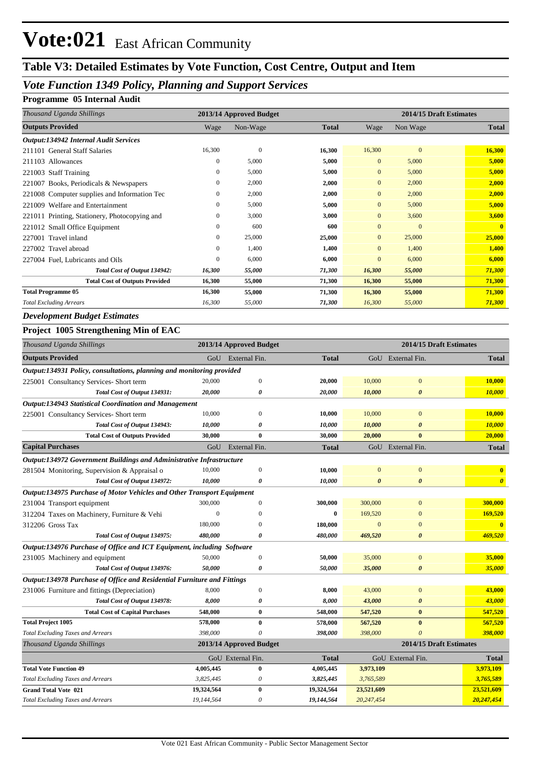# Vote:021 East African Community

## Table V3: Detailed Estimates by Vote Function, Cost Centre, Output and Item

### *Vote Function 1349 Policy, Planning and Support Services*

#### Programme 05 Internal Audit

| *Thousand Uganda Shillings* | 2013/14 Approved Budget | | | 2014/15 Draft Estimates | | |
|---|---|---|---|---|---|---|
| **Outputs Provided** | Wage | Non-Wage | **Total** | Wage | Non Wage | **Total** |
| ***Output:134942 Internal Audit Services*** | | | | | | |
| 211101 General Staff Salaries | 16,300 | 0 | **16,300** | 16,300 | 0 | **16,300** |
| 211103 Allowances | 0 | 5,000 | **5,000** | 0 | 5,000 | **5,000** |
| 221003 Staff Training | 0 | 5,000 | **5,000** | 0 | 5,000 | **5,000** |
| 221007 Books, Periodicals & Newspapers | 0 | 2,000 | **2,000** | 0 | 2,000 | **2,000** |
| 221008 Computer supplies and Information Tec | 0 | 2,000 | **2,000** | 0 | 2,000 | **2,000** |
| 221009 Welfare and Entertainment | 0 | 5,000 | **5,000** | 0 | 5,000 | **5,000** |
| 221011 Printing, Stationery, Photocopying and | 0 | 3,000 | **3,000** | 0 | 3,600 | **3,600** |
| 221012 Small Office Equipment | 0 | 600 | **600** | 0 | 0 | **0** |
| 227001 Travel inland | 0 | 25,000 | **25,000** | 0 | 25,000 | **25,000** |
| 227002 Travel abroad | 0 | 1,400 | **1,400** | 0 | 1,400 | **1,400** |
| 227004 Fuel, Lubricants and Oils | 0 | 6,000 | **6,000** | 0 | 6,000 | **6,000** |
| ***Total Cost of Output 134942:*** | ***16,300*** | ***55,000*** | ***71,300*** | ***16,300*** | ***55,000*** | ***71,300*** |
| **Total Cost of Outputs Provided** | **16,300** | **55,000** | **71,300** | **16,300** | **55,000** | **71,300** |
| **Total Programme 05** | **16,300** | **55,000** | **71,300** | **16,300** | **55,000** | **71,300** |
| *Total Excluding Arrears* | *16,300* | *55,000* | *71,300* | *16,300* | *55,000* | *71,300* |

### *Development Budget Estimates*

#### Project 1005 Strengthening Min of EAC

| *Thousand Uganda Shillings* | 2013/14 Approved Budget | | | 2014/15 Draft Estimates | | |
|---|---|---|---|---|---|---|
| **Outputs Provided** | GoU | External Fin. | **Total** | GoU | External Fin. | **Total** |
| ***Output:134931 Policy, consultations, planning and monitoring provided*** | | | | | | |
| 225001 Consultancy Services- Short term | 20,000 | 0 | **20,000** | 10,000 | 0 | **10,000** |
| ***Total Cost of Output 134931:*** | ***20,000*** | ***0*** | ***20,000*** | ***10,000*** | ***0*** | ***10,000*** |
| ***Output:134943 Statistical Coordination and Management*** | | | | | | |
| 225001 Consultancy Services- Short term | 10,000 | 0 | **10,000** | 10,000 | 0 | **10,000** |
| ***Total Cost of Output 134943:*** | ***10,000*** | ***0*** | ***10,000*** | ***10,000*** | ***0*** | ***10,000*** |
| **Total Cost of Outputs Provided** | **30,000** | **0** | **30,000** | **20,000** | **0** | **20,000** |
| **Capital Purchases** | GoU | External Fin. | **Total** | GoU | External Fin. | **Total** |
| ***Output:134972 Government Buildings and Administrative Infrastructure*** | | | | | | |
| 281504 Monitoring, Supervision & Appraisal o | 10,000 | 0 | **10,000** | 0 | 0 | **0** |
| ***Total Cost of Output 134972:*** | ***10,000*** | ***0*** | ***10,000*** | ***0*** | ***0*** | ***0*** |
| ***Output:134975 Purchase of Motor Vehicles and Other Transport Equipment*** | | | | | | |
| 231004 Transport equipment | 300,000 | 0 | **300,000** | 300,000 | 0 | **300,000** |
| 312204 Taxes on Machinery, Furniture & Vehi | 0 | 0 | **0** | 169,520 | 0 | **169,520** |
| 312206 Gross Tax | 180,000 | 0 | **180,000** | 0 | 0 | **0** |
| ***Total Cost of Output 134975:*** | ***480,000*** | ***0*** | ***480,000*** | ***469,520*** | ***0*** | ***469,520*** |
| ***Output:134976 Purchase of Office and ICT Equipment, including Software*** | | | | | | |
| 231005 Machinery and equipment | 50,000 | 0 | **50,000** | 35,000 | 0 | **35,000** |
| ***Total Cost of Output 134976:*** | ***50,000*** | ***0*** | ***50,000*** | ***35,000*** | ***0*** | ***35,000*** |
| ***Output:134978 Purchase of Office and Residential Furniture and Fittings*** | | | | | | |
| 231006 Furniture and fittings (Depreciation) | 8,000 | 0 | **8,000** | 43,000 | 0 | **43,000** |
| ***Total Cost of Output 134978:*** | ***8,000*** | ***0*** | ***8,000*** | ***43,000*** | ***0*** | ***43,000*** |
| **Total Cost of Capital Purchases** | **548,000** | **0** | **548,000** | **547,520** | **0** | **547,520** |
| **Total Project 1005** | **578,000** | **0** | **578,000** | **567,520** | **0** | **567,520** |
| *Total Excluding Taxes and Arrears* | *398,000* | *0* | *398,000* | *398,000* | *0* | *398,000* |

| *Thousand Uganda Shillings* | 2013/14 Approved Budget | | | 2014/15 Draft Estimates | | |
|---|---|---|---|---|---|---|
| | GoU | External Fin. | **Total** | GoU | External Fin. | **Total** |
| **Total Vote Function 49** | **4,005,445** | **0** | **4,005,445** | **3,973,109** | | **3,973,109** |
| *Total Excluding Taxes and Arrears* | *3,825,445* | *0* | *3,825,445* | *3,765,589* | | *3,765,589* |
| **Grand Total Vote 021** | **19,324,564** | **0** | **19,324,564** | **23,521,609** | | **23,521,609** |
| *Total Excluding Taxes and Arrears* | *19,144,564* | *0* | *19,144,564* | *20,247,454* | | *20,247,454* |